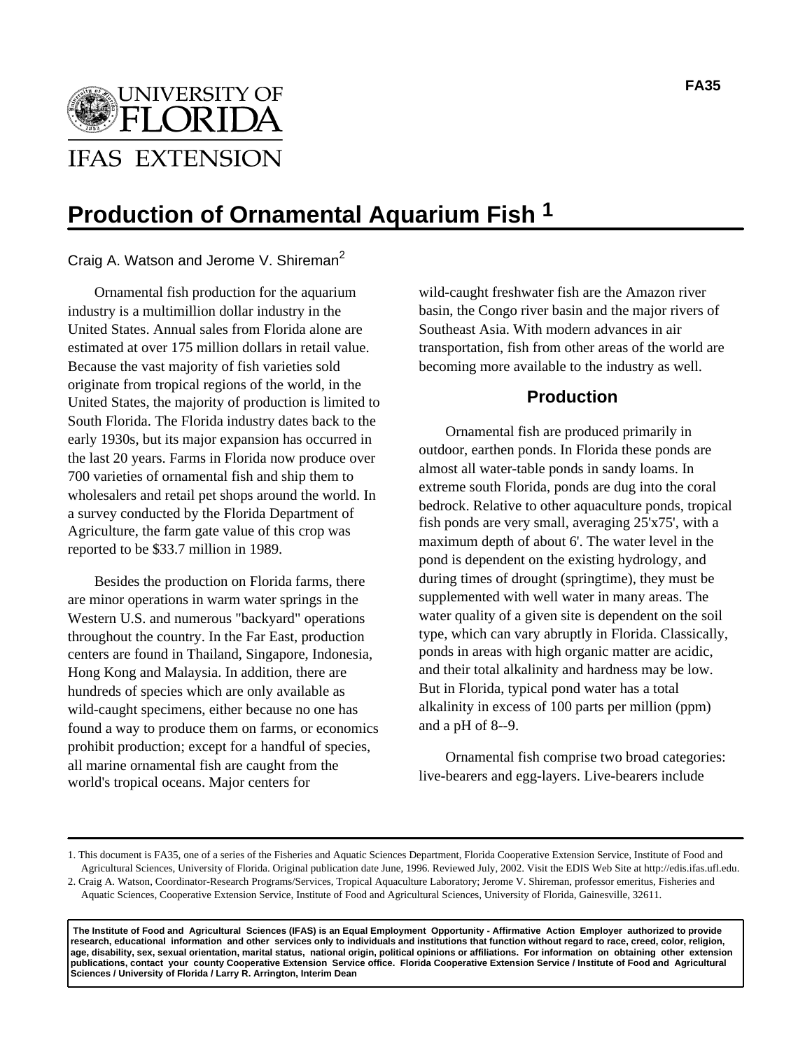UNIVERSITY OF FLORIDA

IFAS EXTENSION

FA35

# Production of Ornamental Aquarium Fish [1]

Craig A. Watson and Jerome V. Shireman[2]

Ornamental fish production for the aquarium industry is a multimillion dollar industry in the United States. Annual sales from Florida alone are estimated at over 175 million dollars in retail value. Because the vast majority of fish varieties sold originate from tropical regions of the world, in the United States, the majority of production is limited to South Florida. The Florida industry dates back to the early 1930s, but its major expansion has occurred in the last 20 years. Farms in Florida now produce over 700 varieties of ornamental fish and ship them to wholesalers and retail pet shops around the world. In a survey conducted by the Florida Department of Agriculture, the farm gate value of this crop was reported to be $33.7 million in 1989.

Besides the production on Florida farms, there are minor operations in warm water springs in the Western U.S. and numerous "backyard" operations throughout the country. In the Far East, production centers are found in Thailand, Singapore, Indonesia, Hong Kong and Malaysia. In addition, there are hundreds of species which are only available as wild-caught specimens, either because no one has found a way to produce them on farms, or economics prohibit production; except for a handful of species, all marine ornamental fish are caught from the world's tropical oceans. Major centers for wild-caught freshwater fish are the Amazon river basin, the Congo river basin and the major rivers of Southeast Asia. With modern advances in air transportation, fish from other areas of the world are becoming more available to the industry as well.

## Production

Ornamental fish are produced primarily in outdoor, earthen ponds. In Florida these ponds are almost all water-table ponds in sandy loams. In extreme south Florida, ponds are dug into the coral bedrock. Relative to other aquaculture ponds, tropical fish ponds are very small, averaging 25'x75', with a maximum depth of about 6'. The water level in the pond is dependent on the existing hydrology, and during times of drought (springtime), they must be supplemented with well water in many areas. The water quality of a given site is dependent on the soil type, which can vary abruptly in Florida. Classically, ponds in areas with high organic matter are acidic, and their total alkalinity and hardness may be low. But in Florida, typical pond water has a total alkalinity in excess of 100 parts per million (ppm) and a pH of 8--9.

Ornamental fish comprise two broad categories: live-bearers and egg-layers. Live-bearers include

1. This document is FA35, one of a series of the Fisheries and Aquatic Sciences Department, Florida Cooperative Extension Service, Institute of Food and Agricultural Sciences, University of Florida. Original publication date June, 1996. Reviewed July, 2002. Visit the EDIS Web Site at http://edis.ifas.ufl.edu.
2. Craig A. Watson, Coordinator-Research Programs/Services, Tropical Aquaculture Laboratory; Jerome V. Shireman, professor emeritus, Fisheries and Aquatic Sciences, Cooperative Extension Service, Institute of Food and Agricultural Sciences, University of Florida, Gainesville, 32611.

**The Institute of Food and Agricultural Sciences (IFAS) is an Equal Employment Opportunity - Affirmative Action Employer authorized to provide research, educational information and other services only to individuals and institutions that function without regard to race, creed, color, religion, age, disability, sex, sexual orientation, marital status, national origin, political opinions or affiliations. For information on obtaining other extension publications, contact your county Cooperative Extension Service office. Florida Cooperative Extension Service / Institute of Food and Agricultural Sciences / University of Florida / Larry R. Arrington, Interim Dean**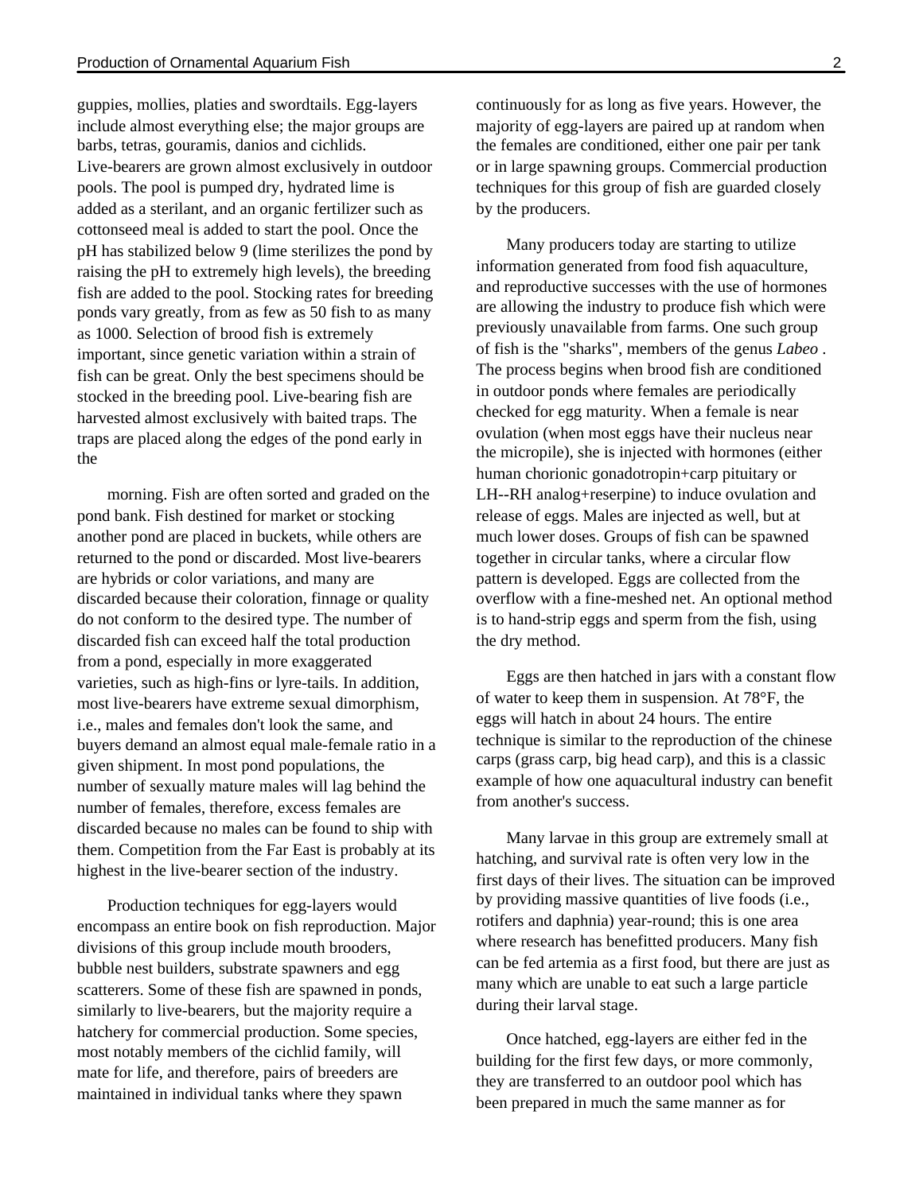guppies, mollies, platies and swordtails. Egg-layers include almost everything else; the major groups are barbs, tetras, gouramis, danios and cichlids. Live-bearers are grown almost exclusively in outdoor pools. The pool is pumped dry, hydrated lime is added as a sterilant, and an organic fertilizer such as cottonseed meal is added to start the pool. Once the pH has stabilized below 9 (lime sterilizes the pond by raising the pH to extremely high levels), the breeding fish are added to the pool. Stocking rates for breeding ponds vary greatly, from as few as 50 fish to as many as 1000. Selection of brood fish is extremely important, since genetic variation within a strain of fish can be great. Only the best specimens should be stocked in the breeding pool. Live-bearing fish are harvested almost exclusively with baited traps. The traps are placed along the edges of the pond early in the morning. Fish are often sorted and graded on the pond bank. Fish destined for market or stocking another pond are placed in buckets, while others are returned to the pond or discarded. Most live-bearers are hybrids or color variations, and many are discarded because their coloration, finnage or quality do not conform to the desired type. The number of discarded fish can exceed half the total production from a pond, especially in more exaggerated varieties, such as high-fins or lyre-tails. In addition, most live-bearers have extreme sexual dimorphism, i.e., males and females don't look the same, and buyers demand an almost equal male-female ratio in a given shipment. In most pond populations, the number of sexually mature males will lag behind the number of females, therefore, excess females are discarded because no males can be found to ship with them. Competition from the Far East is probably at its highest in the live-bearer section of the industry.

Production techniques for egg-layers would encompass an entire book on fish reproduction. Major divisions of this group include mouth brooders, bubble nest builders, substrate spawners and egg scatterers. Some of these fish are spawned in ponds, similarly to live-bearers, but the majority require a hatchery for commercial production. Some species, most notably members of the cichlid family, will mate for life, and therefore, pairs of breeders are maintained in individual tanks where they spawn continuously for as long as five years. However, the majority of egg-layers are paired up at random when the females are conditioned, either one pair per tank or in large spawning groups. Commercial production techniques for this group of fish are guarded closely by the producers.

Many producers today are starting to utilize information generated from food fish aquaculture, and reproductive successes with the use of hormones are allowing the industry to produce fish which were previously unavailable from farms. One such group of fish is the "sharks", members of the genus *Labeo* . The process begins when brood fish are conditioned in outdoor ponds where females are periodically checked for egg maturity. When a female is near ovulation (when most eggs have their nucleus near the micropile), she is injected with hormones (either human chorionic gonadotropin+carp pituitary or LH--RH analog+reserpine) to induce ovulation and release of eggs. Males are injected as well, but at much lower doses. Groups of fish can be spawned together in circular tanks, where a circular flow pattern is developed. Eggs are collected from the overflow with a fine-meshed net. An optional method is to hand-strip eggs and sperm from the fish, using the dry method.

Eggs are then hatched in jars with a constant flow of water to keep them in suspension. At 78°F, the eggs will hatch in about 24 hours. The entire technique is similar to the reproduction of the chinese carps (grass carp, big head carp), and this is a classic example of how one aquacultural industry can benefit from another's success.

Many larvae in this group are extremely small at hatching, and survival rate is often very low in the first days of their lives. The situation can be improved by providing massive quantities of live foods (i.e., rotifers and daphnia) year-round; this is one area where research has benefitted producers. Many fish can be fed artemia as a first food, but there are just as many which are unable to eat such a large particle during their larval stage.

Once hatched, egg-layers are either fed in the building for the first few days, or more commonly, they are transferred to an outdoor pool which has been prepared in much the same manner as for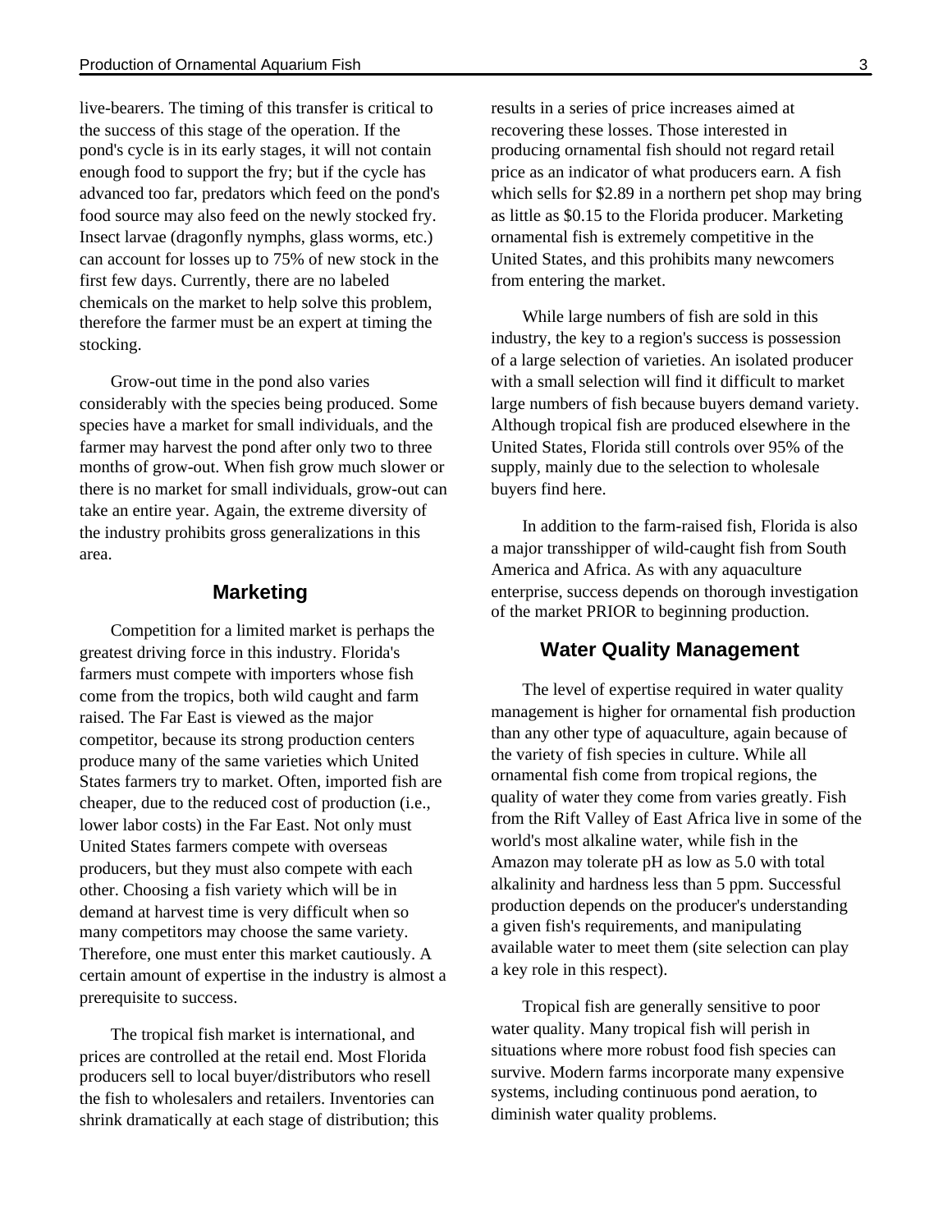live-bearers. The timing of this transfer is critical to the success of this stage of the operation. If the pond's cycle is in its early stages, it will not contain enough food to support the fry; but if the cycle has advanced too far, predators which feed on the pond's food source may also feed on the newly stocked fry. Insect larvae (dragonfly nymphs, glass worms, etc.) can account for losses up to 75% of new stock in the first few days. Currently, there are no labeled chemicals on the market to help solve this problem, therefore the farmer must be an expert at timing the stocking.

Grow-out time in the pond also varies considerably with the species being produced. Some species have a market for small individuals, and the farmer may harvest the pond after only two to three months of grow-out. When fish grow much slower or there is no market for small individuals, grow-out can take an entire year. Again, the extreme diversity of the industry prohibits gross generalizations in this area.

## Marketing

Competition for a limited market is perhaps the greatest driving force in this industry. Florida's farmers must compete with importers whose fish come from the tropics, both wild caught and farm raised. The Far East is viewed as the major competitor, because its strong production centers produce many of the same varieties which United States farmers try to market. Often, imported fish are cheaper, due to the reduced cost of production (i.e., lower labor costs) in the Far East. Not only must United States farmers compete with overseas producers, but they must also compete with each other. Choosing a fish variety which will be in demand at harvest time is very difficult when so many competitors may choose the same variety. Therefore, one must enter this market cautiously. A certain amount of expertise in the industry is almost a prerequisite to success.

The tropical fish market is international, and prices are controlled at the retail end. Most Florida producers sell to local buyer/distributors who resell the fish to wholesalers and retailers. Inventories can shrink dramatically at each stage of distribution; this results in a series of price increases aimed at recovering these losses. Those interested in producing ornamental fish should not regard retail price as an indicator of what producers earn. A fish which sells for $2.89 in a northern pet shop may bring as little as $0.15 to the Florida producer. Marketing ornamental fish is extremely competitive in the United States, and this prohibits many newcomers from entering the market.

While large numbers of fish are sold in this industry, the key to a region's success is possession of a large selection of varieties. An isolated producer with a small selection will find it difficult to market large numbers of fish because buyers demand variety. Although tropical fish are produced elsewhere in the United States, Florida still controls over 95% of the supply, mainly due to the selection to wholesale buyers find here.

In addition to the farm-raised fish, Florida is also a major transshipper of wild-caught fish from South America and Africa. As with any aquaculture enterprise, success depends on thorough investigation of the market PRIOR to beginning production.

## Water Quality Management

The level of expertise required in water quality management is higher for ornamental fish production than any other type of aquaculture, again because of the variety of fish species in culture. While all ornamental fish come from tropical regions, the quality of water they come from varies greatly. Fish from the Rift Valley of East Africa live in some of the world's most alkaline water, while fish in the Amazon may tolerate pH as low as 5.0 with total alkalinity and hardness less than 5 ppm. Successful production depends on the producer's understanding a given fish's requirements, and manipulating available water to meet them (site selection can play a key role in this respect).

Tropical fish are generally sensitive to poor water quality. Many tropical fish will perish in situations where more robust food fish species can survive. Modern farms incorporate many expensive systems, including continuous pond aeration, to diminish water quality problems.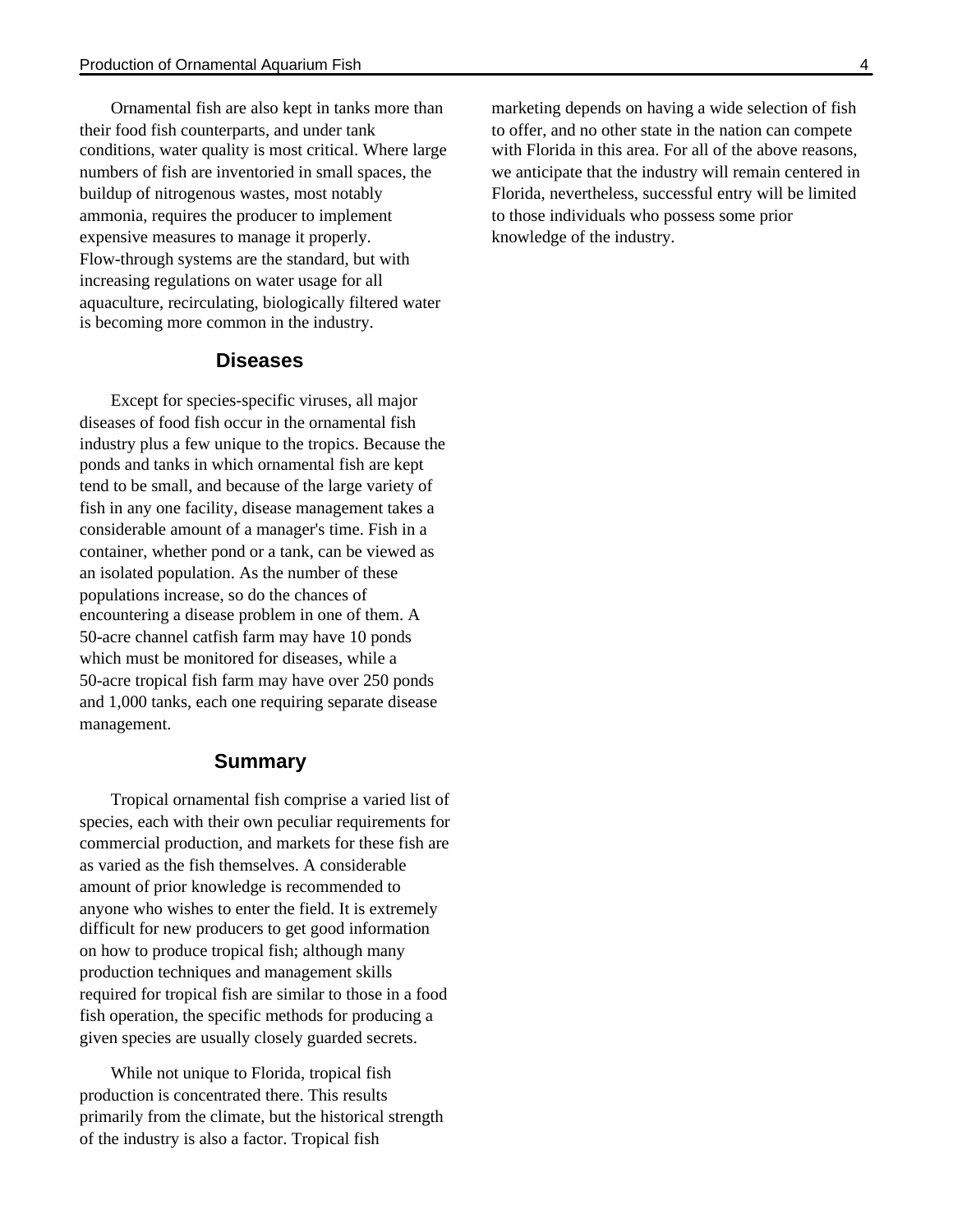Ornamental fish are also kept in tanks more than their food fish counterparts, and under tank conditions, water quality is most critical. Where large numbers of fish are inventoried in small spaces, the buildup of nitrogenous wastes, most notably ammonia, requires the producer to implement expensive measures to manage it properly. Flow-through systems are the standard, but with increasing regulations on water usage for all aquaculture, recirculating, biologically filtered water is becoming more common in the industry.

## Diseases

Except for species-specific viruses, all major diseases of food fish occur in the ornamental fish industry plus a few unique to the tropics. Because the ponds and tanks in which ornamental fish are kept tend to be small, and because of the large variety of fish in any one facility, disease management takes a considerable amount of a manager's time. Fish in a container, whether pond or a tank, can be viewed as an isolated population. As the number of these populations increase, so do the chances of encountering a disease problem in one of them. A 50-acre channel catfish farm may have 10 ponds which must be monitored for diseases, while a 50-acre tropical fish farm may have over 250 ponds and 1,000 tanks, each one requiring separate disease management.

## Summary

Tropical ornamental fish comprise a varied list of species, each with their own peculiar requirements for commercial production, and markets for these fish are as varied as the fish themselves. A considerable amount of prior knowledge is recommended to anyone who wishes to enter the field. It is extremely difficult for new producers to get good information on how to produce tropical fish; although many production techniques and management skills required for tropical fish are similar to those in a food fish operation, the specific methods for producing a given species are usually closely guarded secrets.

While not unique to Florida, tropical fish production is concentrated there. This results primarily from the climate, but the historical strength of the industry is also a factor. Tropical fish marketing depends on having a wide selection of fish to offer, and no other state in the nation can compete with Florida in this area. For all of the above reasons, we anticipate that the industry will remain centered in Florida, nevertheless, successful entry will be limited to those individuals who possess some prior knowledge of the industry.